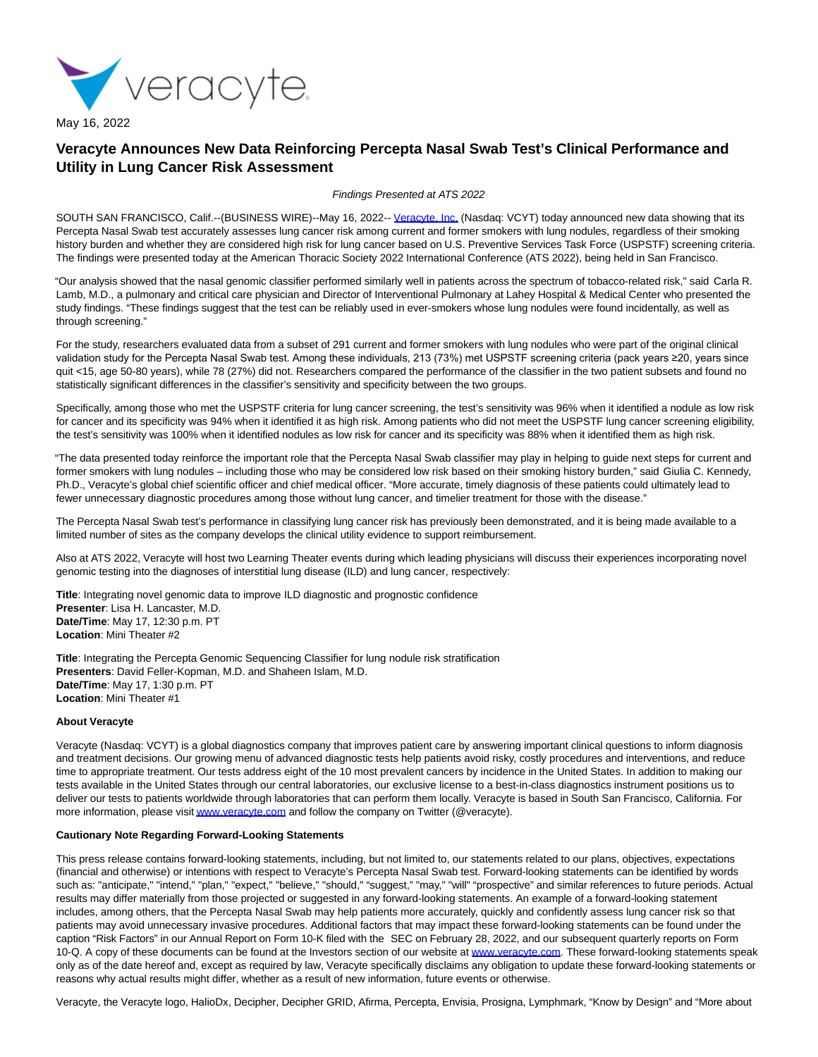May 16, 2022

# Veracyte Announces New Data Reinforcing Percepta Nasal Swab Test's Clinical Performance and Utility in Lung Cancer Risk Assessment

*Findings Presented at ATS 2022*

SOUTH SAN FRANCISCO, Calif.--(BUSINESS WIRE)--May 16, 2022-- Veracyte, Inc. (Nasdaq: VCYT) today announced new data showing that its Percepta Nasal Swab test accurately assesses lung cancer risk among current and former smokers with lung nodules, regardless of their smoking history burden and whether they are considered high risk for lung cancer based on U.S. Preventive Services Task Force (USPSTF) screening criteria. The findings were presented today at the American Thoracic Society 2022 International Conference (ATS 2022), being held in San Francisco.

"Our analysis showed that the nasal genomic classifier performed similarly well in patients across the spectrum of tobacco-related risk," said Carla R. Lamb, M.D., a pulmonary and critical care physician and Director of Interventional Pulmonary at Lahey Hospital & Medical Center who presented the study findings. "These findings suggest that the test can be reliably used in ever-smokers whose lung nodules were found incidentally, as well as through screening."

For the study, researchers evaluated data from a subset of 291 current and former smokers with lung nodules who were part of the original clinical validation study for the Percepta Nasal Swab test. Among these individuals, 213 (73%) met USPSTF screening criteria (pack years ≥20, years since quit <15, age 50-80 years), while 78 (27%) did not. Researchers compared the performance of the classifier in the two patient subsets and found no statistically significant differences in the classifier's sensitivity and specificity between the two groups.

Specifically, among those who met the USPSTF criteria for lung cancer screening, the test's sensitivity was 96% when it identified a nodule as low risk for cancer and its specificity was 94% when it identified it as high risk. Among patients who did not meet the USPSTF lung cancer screening eligibility, the test's sensitivity was 100% when it identified nodules as low risk for cancer and its specificity was 88% when it identified them as high risk.

"The data presented today reinforce the important role that the Percepta Nasal Swab classifier may play in helping to guide next steps for current and former smokers with lung nodules – including those who may be considered low risk based on their smoking history burden," said Giulia C. Kennedy, Ph.D., Veracyte's global chief scientific officer and chief medical officer. "More accurate, timely diagnosis of these patients could ultimately lead to fewer unnecessary diagnostic procedures among those without lung cancer, and timelier treatment for those with the disease."

The Percepta Nasal Swab test's performance in classifying lung cancer risk has previously been demonstrated, and it is being made available to a limited number of sites as the company develops the clinical utility evidence to support reimbursement.

Also at ATS 2022, Veracyte will host two Learning Theater events during which leading physicians will discuss their experiences incorporating novel genomic testing into the diagnoses of interstitial lung disease (ILD) and lung cancer, respectively:

**Title**: Integrating novel genomic data to improve ILD diagnostic and prognostic confidence
**Presenter**: Lisa H. Lancaster, M.D.
**Date/Time**: May 17, 12:30 p.m. PT
**Location**: Mini Theater #2

**Title**: Integrating the Percepta Genomic Sequencing Classifier for lung nodule risk stratification
**Presenters**: David Feller-Kopman, M.D. and Shaheen Islam, M.D.
**Date/Time**: May 17, 1:30 p.m. PT
**Location**: Mini Theater #1

**About Veracyte**

Veracyte (Nasdaq: VCYT) is a global diagnostics company that improves patient care by answering important clinical questions to inform diagnosis and treatment decisions. Our growing menu of advanced diagnostic tests help patients avoid risky, costly procedures and interventions, and reduce time to appropriate treatment. Our tests address eight of the 10 most prevalent cancers by incidence in the United States. In addition to making our tests available in the United States through our central laboratories, our exclusive license to a best-in-class diagnostics instrument positions us to deliver our tests to patients worldwide through laboratories that can perform them locally. Veracyte is based in South San Francisco, California. For more information, please visit www.veracyte.com and follow the company on Twitter (@veracyte).

**Cautionary Note Regarding Forward-Looking Statements**

This press release contains forward-looking statements, including, but not limited to, our statements related to our plans, objectives, expectations (financial and otherwise) or intentions with respect to Veracyte's Percepta Nasal Swab test. Forward-looking statements can be identified by words such as: "anticipate," "intend," "plan," "expect," "believe," "should," "suggest," "may," "will" "prospective" and similar references to future periods. Actual results may differ materially from those projected or suggested in any forward-looking statements. An example of a forward-looking statement includes, among others, that the Percepta Nasal Swab may help patients more accurately, quickly and confidently assess lung cancer risk so that patients may avoid unnecessary invasive procedures. Additional factors that may impact these forward-looking statements can be found under the caption "Risk Factors" in our Annual Report on Form 10-K filed with the SEC on February 28, 2022, and our subsequent quarterly reports on Form 10-Q. A copy of these documents can be found at the Investors section of our website at www.veracyte.com. These forward-looking statements speak only as of the date hereof and, except as required by law, Veracyte specifically disclaims any obligation to update these forward-looking statements or reasons why actual results might differ, whether as a result of new information, future events or otherwise.

Veracyte, the Veracyte logo, HalioDx, Decipher, Decipher GRID, Afirma, Percepta, Envisia, Prosigna, Lymphmark, "Know by Design" and "More about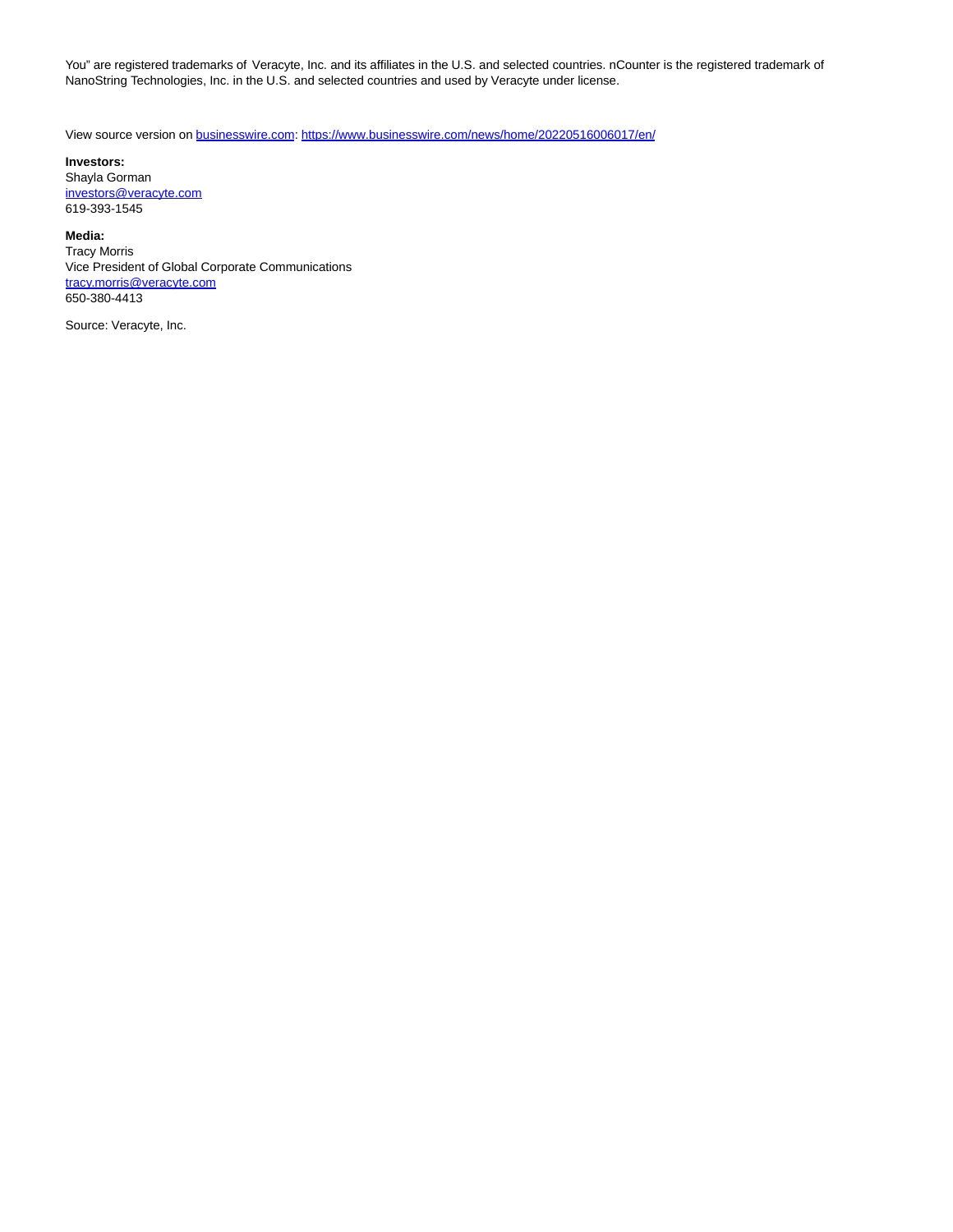You" are registered trademarks of Veracyte, Inc. and its affiliates in the U.S. and selected countries. nCounter is the registered trademark of NanoString Technologies, Inc. in the U.S. and selected countries and used by Veracyte under license.

View source version on businesswire.com: https://www.businesswire.com/news/home/20220516006017/en/

**Investors:**
Shayla Gorman
investors@veracyte.com
619-393-1545

**Media:**
Tracy Morris
Vice President of Global Corporate Communications
tracy.morris@veracyte.com
650-380-4413

Source: Veracyte, Inc.